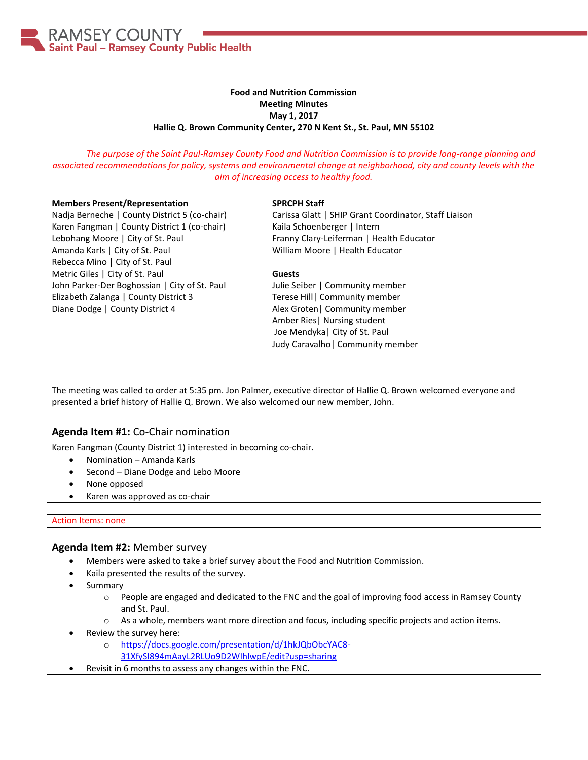RAMSEY COUNTY
Saint Paul – Ramsey County Public Health

**Food and Nutrition Commission**
**Meeting Minutes**
**May 1, 2017**
**Hallie Q. Brown Community Center, 270 N Kent St., St. Paul, MN 55102**

*The purpose of the Saint Paul-Ramsey County Food and Nutrition Commission is to provide long-range planning and associated recommendations for policy, systems and environmental change at neighborhood, city and county levels with the aim of increasing access to healthy food.*

**Members Present/Representation**

Nadja Berneche | County District 5 (co-chair)
Karen Fangman | County District 1 (co-chair)
Lebohang Moore | City of St. Paul
Amanda Karls | City of St. Paul
Rebecca Mino | City of St. Paul
Metric Giles | City of St. Paul
John Parker-Der Boghossian | City of St. Paul
Elizabeth Zalanga | County District 3
Diane Dodge | County District 4

**SPRCPH Staff**

Carissa Glatt | SHIP Grant Coordinator, Staff Liaison
Kaila Schoenberger | Intern
Franny Clary-Leiferman | Health Educator
William Moore | Health Educator

**Guests**

Julie Seiber | Community member
Terese Hill| Community member
Alex Groten| Community member
Amber Ries| Nursing student
Joe Mendyka| City of St. Paul
Judy Caravalho| Community member

The meeting was called to order at 5:35 pm. Jon Palmer, executive director of Hallie Q. Brown welcomed everyone and presented a brief history of Hallie Q. Brown. We also welcomed our new member, John.

## **Agenda Item #1:** Co-Chair nomination

Karen Fangman (County District 1) interested in becoming co-chair.

- Nomination – Amanda Karls
- Second – Diane Dodge and Lebo Moore
- None opposed
- Karen was approved as co-chair

Action Items: none

## **Agenda Item #2:** Member survey

- Members were asked to take a brief survey about the Food and Nutrition Commission.
- Kaila presented the results of the survey.
- Summary
  - People are engaged and dedicated to the FNC and the goal of improving food access in Ramsey County and St. Paul.
  - As a whole, members want more direction and focus, including specific projects and action items.
- Review the survey here:
  - https://docs.google.com/presentation/d/1hkJQbObcYAC8-31XfySI894mAayL2RLUo9D2WlhlwpE/edit?usp=sharing
- Revisit in 6 months to assess any changes within the FNC.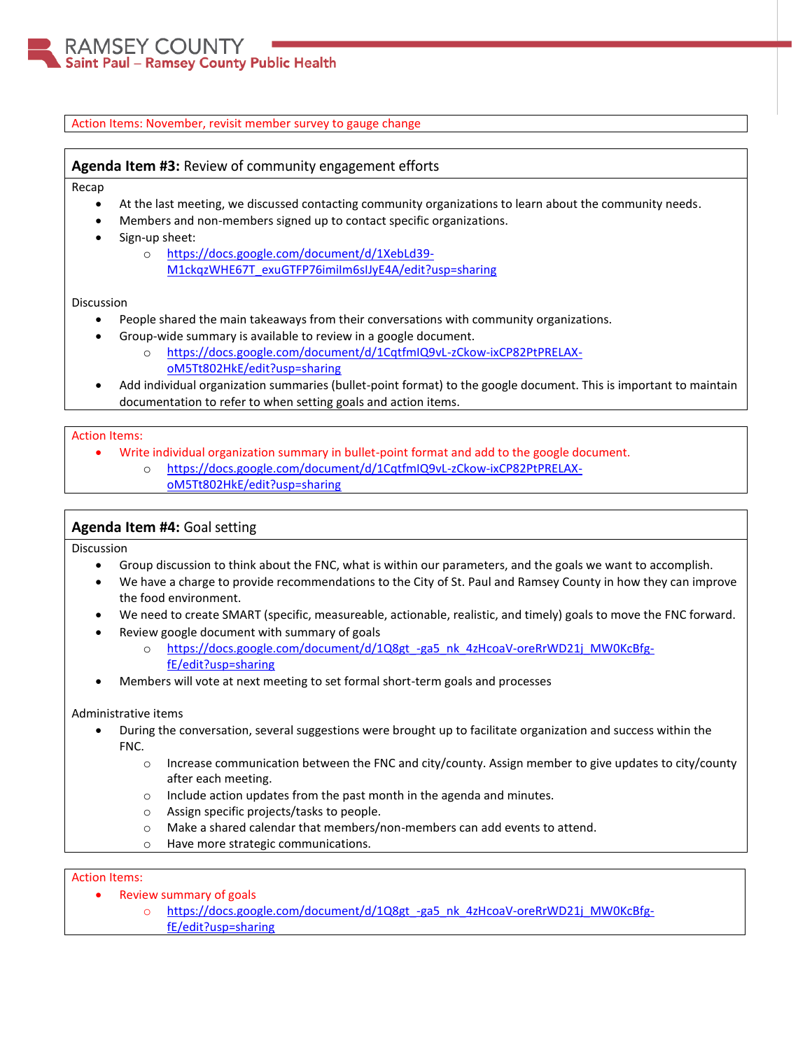Action Items: November, revisit member survey to gauge change

## Agenda Item #3: Review of community engagement efforts

Recap

- At the last meeting, we discussed contacting community organizations to learn about the community needs.
- Members and non-members signed up to contact specific organizations.
- Sign-up sheet:
  - https://docs.google.com/document/d/1XebLd39-M1ckqzWHE67T_exuGTFP76imilm6slJyE4A/edit?usp=sharing

Discussion

- People shared the main takeaways from their conversations with community organizations.
- Group-wide summary is available to review in a google document.
  - https://docs.google.com/document/d/1CqtfmlQ9vL-zCkow-ixCP82PtPRELAX-oM5Tt802HkE/edit?usp=sharing
- Add individual organization summaries (bullet-point format) to the google document. This is important to maintain documentation to refer to when setting goals and action items.

Action Items:

- Write individual organization summary in bullet-point format and add to the google document.
  - https://docs.google.com/document/d/1CqtfmlQ9vL-zCkow-ixCP82PtPRELAX-oM5Tt802HkE/edit?usp=sharing

## Agenda Item #4: Goal setting

Discussion

- Group discussion to think about the FNC, what is within our parameters, and the goals we want to accomplish.
- We have a charge to provide recommendations to the City of St. Paul and Ramsey County in how they can improve the food environment.
- We need to create SMART (specific, measureable, actionable, realistic, and timely) goals to move the FNC forward.
- Review google document with summary of goals
  - https://docs.google.com/document/d/1Q8gt_-ga5_nk_4zHcoaV-oreRrWD21j_MW0KcBfg-fE/edit?usp=sharing
- Members will vote at next meeting to set formal short-term goals and processes

Administrative items

- During the conversation, several suggestions were brought up to facilitate organization and success within the FNC.
  - Increase communication between the FNC and city/county. Assign member to give updates to city/county after each meeting.
  - Include action updates from the past month in the agenda and minutes.
  - Assign specific projects/tasks to people.
  - Make a shared calendar that members/non-members can add events to attend.
  - Have more strategic communications.

Action Items:

- Review summary of goals
  - https://docs.google.com/document/d/1Q8gt_-ga5_nk_4zHcoaV-oreRrWD21j_MW0KcBfg-fE/edit?usp=sharing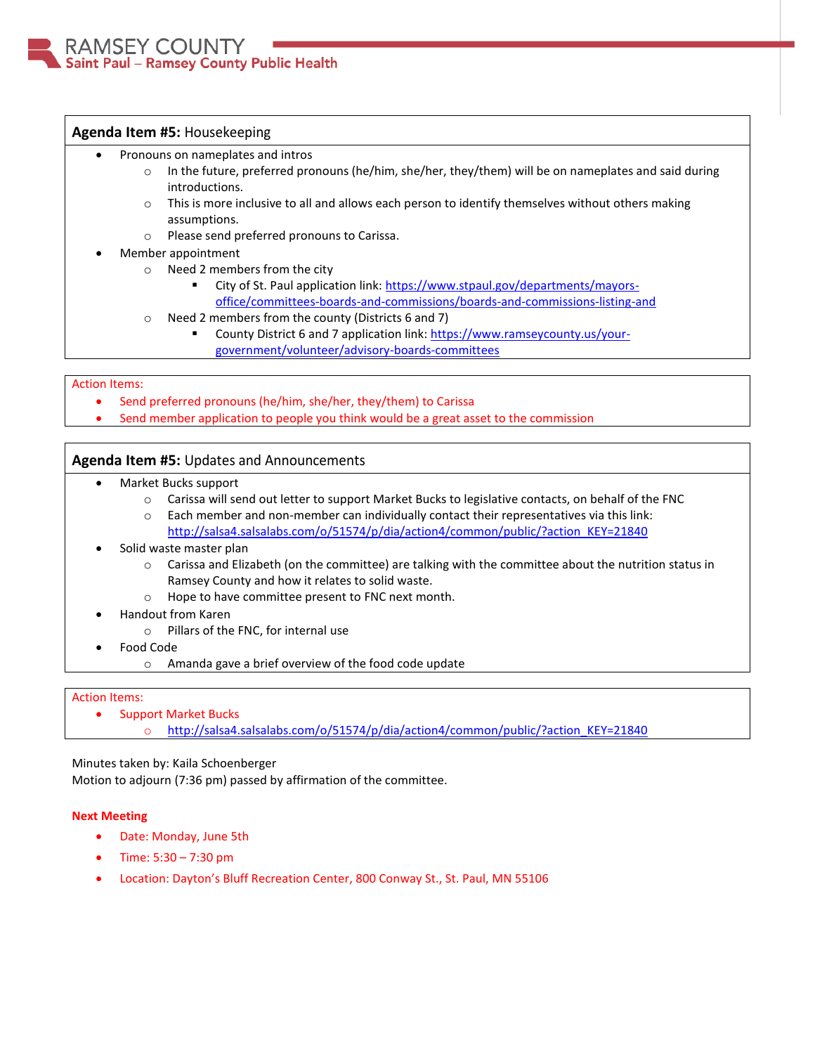**Agenda Item #5:** Housekeeping

- Pronouns on nameplates and intros
  - In the future, preferred pronouns (he/him, she/her, they/them) will be on nameplates and said during introductions.
  - This is more inclusive to all and allows each person to identify themselves without others making assumptions.
  - Please send preferred pronouns to Carissa.
- Member appointment
  - Need 2 members from the city
    - City of St. Paul application link: https://www.stpaul.gov/departments/mayors-office/committees-boards-and-commissions/boards-and-commissions-listing-and
  - Need 2 members from the county (Districts 6 and 7)
    - County District 6 and 7 application link: https://www.ramseycounty.us/your-government/volunteer/advisory-boards-committees

Action Items:

- Send preferred pronouns (he/him, she/her, they/them) to Carissa
- Send member application to people you think would be a great asset to the commission

**Agenda Item #5:** Updates and Announcements

- Market Bucks support
  - Carissa will send out letter to support Market Bucks to legislative contacts, on behalf of the FNC
  - Each member and non-member can individually contact their representatives via this link: http://salsa4.salsalabs.com/o/51574/p/dia/action4/common/public/?action_KEY=21840
- Solid waste master plan
  - Carissa and Elizabeth (on the committee) are talking with the committee about the nutrition status in Ramsey County and how it relates to solid waste.
  - Hope to have committee present to FNC next month.
- Handout from Karen
  - Pillars of the FNC, for internal use
- Food Code
  - Amanda gave a brief overview of the food code update

Action Items:

- Support Market Bucks
  - http://salsa4.salsalabs.com/o/51574/p/dia/action4/common/public/?action_KEY=21840

Minutes taken by: Kaila Schoenberger
Motion to adjourn (7:36 pm) passed by affirmation of the committee.

**Next Meeting**

- Date: Monday, June 5th
- Time: 5:30 – 7:30 pm
- Location: Dayton's Bluff Recreation Center, 800 Conway St., St. Paul, MN 55106